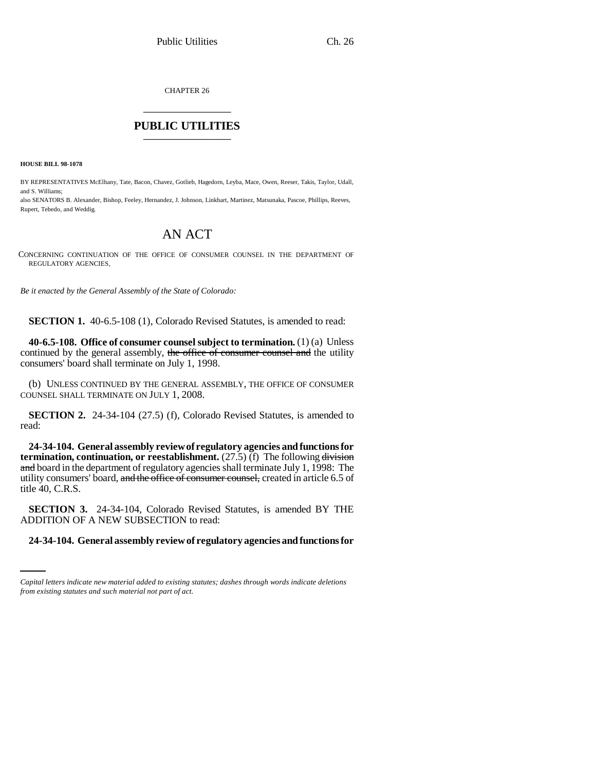CHAPTER 26

# PUBLIC UTILITIES

**HOUSE BILL 98-1078**

BY REPRESENTATIVES McElhany, Tate, Bacon, Chavez, Gotlieb, Hagedorn, Leyba, Mace, Owen, Reeser, Takis, Taylor, Udall, and S. Williams;

also SENATORS B. Alexander, Bishop, Feeley, Hernandez, J. Johnson, Linkhart, Martinez, Matsunaka, Pascoe, Phillips, Reeves, Rupert, Tebedo, and Weddig.

## AN ACT

CONCERNING CONTINUATION OF THE OFFICE OF CONSUMER COUNSEL IN THE DEPARTMENT OF REGULATORY AGENCIES.

*Be it enacted by the General Assembly of the State of Colorado:*

**SECTION 1.** 40-6.5-108 (1), Colorado Revised Statutes, is amended to read:

**40-6.5-108. Office of consumer counsel subject to termination.** (1) (a) Unless continued by the general assembly, ~~the office of consumer counsel and~~ the utility consumers' board shall terminate on July 1, 1998.

(b) UNLESS CONTINUED BY THE GENERAL ASSEMBLY, THE OFFICE OF CONSUMER COUNSEL SHALL TERMINATE ON JULY 1, 2008.

**SECTION 2.** 24-34-104 (27.5) (f), Colorado Revised Statutes, is amended to read:

**24-34-104. General assembly review of regulatory agencies and functions for termination, continuation, or reestablishment.** (27.5) (f) The following ~~division and~~ board in the department of regulatory agencies shall terminate July 1, 1998: The utility consumers' board, ~~and the office of consumer counsel,~~ created in article 6.5 of title 40, C.R.S.

**SECTION 3.** 24-34-104, Colorado Revised Statutes, is amended BY THE ADDITION OF A NEW SUBSECTION to read:

**24-34-104. General assembly review of regulatory agencies and functions for**

*Capital letters indicate new material added to existing statutes; dashes through words indicate deletions from existing statutes and such material not part of act.*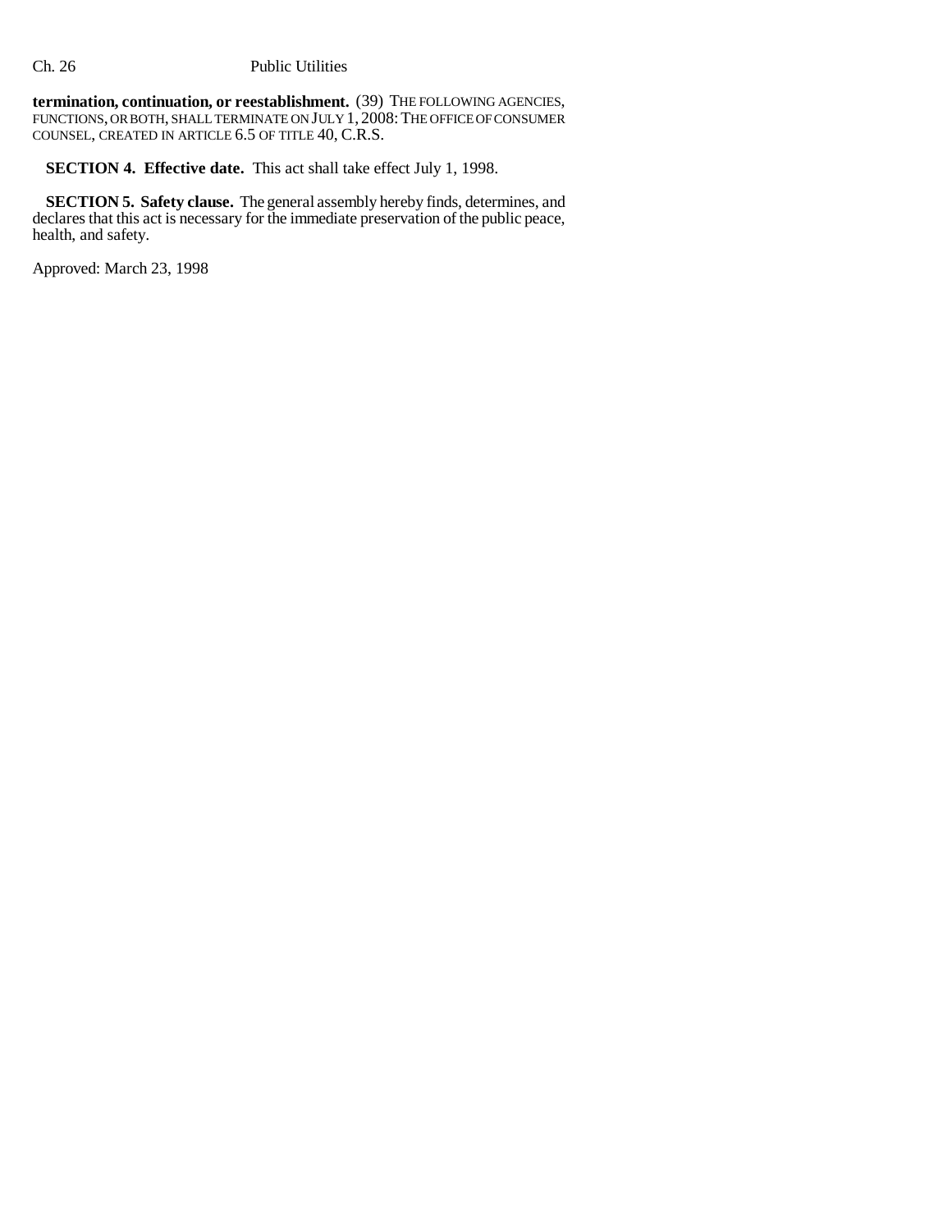**termination, continuation, or reestablishment.** (39) THE FOLLOWING AGENCIES, FUNCTIONS, OR BOTH, SHALL TERMINATE ON JULY 1, 2008: THE OFFICE OF CONSUMER COUNSEL, CREATED IN ARTICLE 6.5 OF TITLE 40, C.R.S.

**SECTION 4. Effective date.** This act shall take effect July 1, 1998.

**SECTION 5. Safety clause.** The general assembly hereby finds, determines, and declares that this act is necessary for the immediate preservation of the public peace, health, and safety.

Approved: March 23, 1998